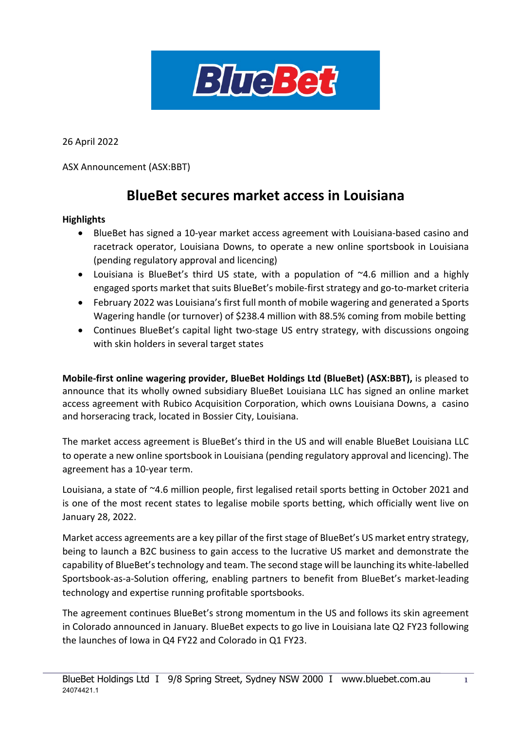26 April 2022

ASX Announcement (ASX:BBT)

# BlueBet secures market access in Louisiana

**Highlights**

- BlueBet has signed a 10-year market access agreement with Louisiana-based casino and racetrack operator, Louisiana Downs, to operate a new online sportsbook in Louisiana (pending regulatory approval and licencing)
- Louisiana is BlueBet's third US state, with a population of ~4.6 million and a highly engaged sports market that suits BlueBet's mobile-first strategy and go-to-market criteria
- February 2022 was Louisiana's first full month of mobile wagering and generated a Sports Wagering handle (or turnover) of $238.4 million with 88.5% coming from mobile betting
- Continues BlueBet's capital light two-stage US entry strategy, with discussions ongoing with skin holders in several target states

**Mobile-first online wagering provider, BlueBet Holdings Ltd (BlueBet) (ASX:BBT),** is pleased to announce that its wholly owned subsidiary BlueBet Louisiana LLC has signed an online market access agreement with Rubico Acquisition Corporation, which owns Louisiana Downs, a casino and horseracing track, located in Bossier City, Louisiana.

The market access agreement is BlueBet's third in the US and will enable BlueBet Louisiana LLC to operate a new online sportsbook in Louisiana (pending regulatory approval and licencing). The agreement has a 10-year term.

Louisiana, a state of ~4.6 million people, first legalised retail sports betting in October 2021 and is one of the most recent states to legalise mobile sports betting, which officially went live on January 28, 2022.

Market access agreements are a key pillar of the first stage of BlueBet's US market entry strategy, being to launch a B2C business to gain access to the lucrative US market and demonstrate the capability of BlueBet's technology and team. The second stage will be launching its white-labelled Sportsbook-as-a-Solution offering, enabling partners to benefit from BlueBet's market-leading technology and expertise running profitable sportsbooks.

The agreement continues BlueBet's strong momentum in the US and follows its skin agreement in Colorado announced in January. BlueBet expects to go live in Louisiana late Q2 FY23 following the launches of Iowa in Q4 FY22 and Colorado in Q1 FY23.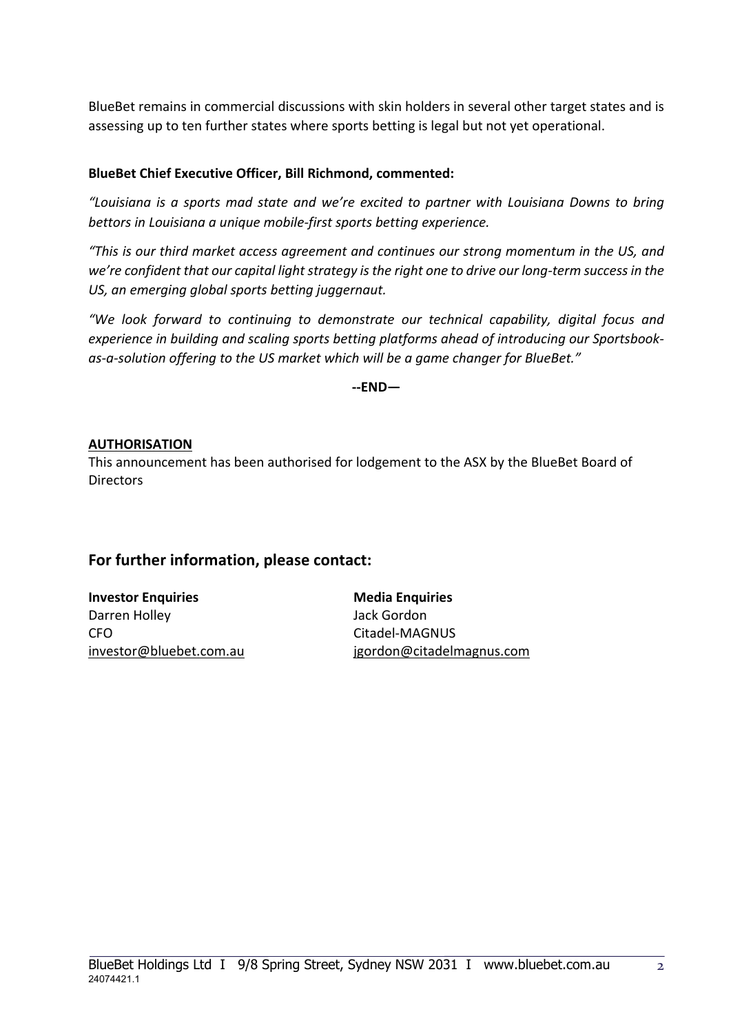BlueBet remains in commercial discussions with skin holders in several other target states and is assessing up to ten further states where sports betting is legal but not yet operational.

**BlueBet Chief Executive Officer, Bill Richmond, commented:**

*"Louisiana is a sports mad state and we're excited to partner with Louisiana Downs to bring bettors in Louisiana a unique mobile-first sports betting experience.*

*"This is our third market access agreement and continues our strong momentum in the US, and we're confident that our capital light strategy is the right one to drive our long-term success in the US, an emerging global sports betting juggernaut.*

*"We look forward to continuing to demonstrate our technical capability, digital focus and experience in building and scaling sports betting platforms ahead of introducing our Sportsbook-as-a-solution offering to the US market which will be a game changer for BlueBet."*

**--END—**

**AUTHORISATION**

This announcement has been authorised for lodgement to the ASX by the BlueBet Board of Directors

## For further information, please contact:

**Investor Enquiries**
Darren Holley
CFO
investor@bluebet.com.au

**Media Enquiries**
Jack Gordon
Citadel-MAGNUS
jgordon@citadelmagnus.com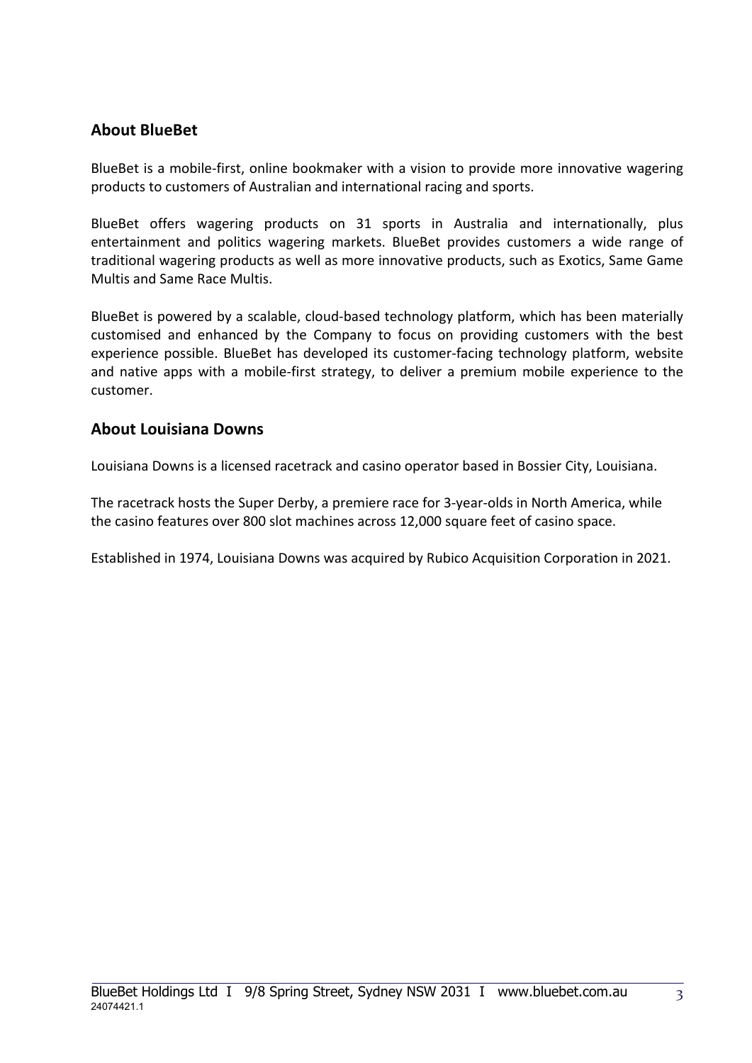## About BlueBet

BlueBet is a mobile-first, online bookmaker with a vision to provide more innovative wagering products to customers of Australian and international racing and sports.

BlueBet offers wagering products on 31 sports in Australia and internationally, plus entertainment and politics wagering markets. BlueBet provides customers a wide range of traditional wagering products as well as more innovative products, such as Exotics, Same Game Multis and Same Race Multis.

BlueBet is powered by a scalable, cloud-based technology platform, which has been materially customised and enhanced by the Company to focus on providing customers with the best experience possible. BlueBet has developed its customer-facing technology platform, website and native apps with a mobile-first strategy, to deliver a premium mobile experience to the customer.

## About Louisiana Downs

Louisiana Downs is a licensed racetrack and casino operator based in Bossier City, Louisiana.

The racetrack hosts the Super Derby, a premiere race for 3-year-olds in North America, while the casino features over 800 slot machines across 12,000 square feet of casino space.

Established in 1974, Louisiana Downs was acquired by Rubico Acquisition Corporation in 2021.